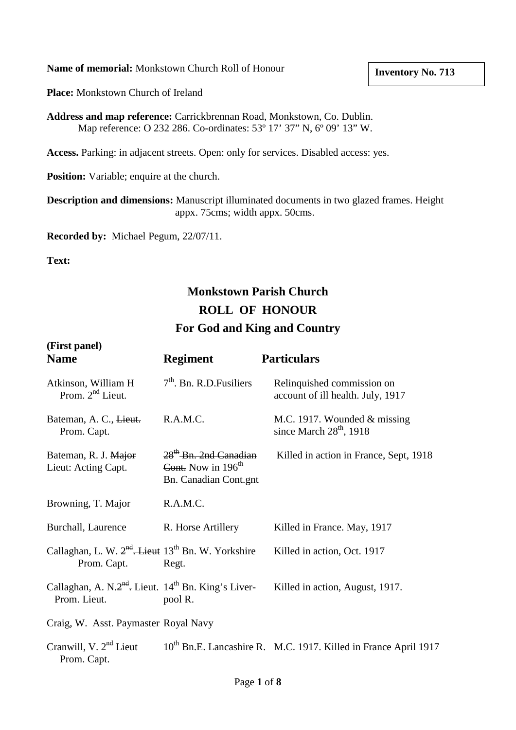**Name of memorial:** Monkstown Church Roll of Honour

**Inventory No. 713**

**Place:** Monkstown Church of Ireland

**Address and map reference:** Carrickbrennan Road, Monkstown, Co. Dublin.
Map reference: O 232 286. Co-ordinates: 53º 17' 37" N, 6º 09' 13" W.

**Access.** Parking: in adjacent streets. Open: only for services. Disabled access: yes.

**Position:** Variable; enquire at the church.

**Description and dimensions:** Manuscript illuminated documents in two glazed frames. Height appx. 75cms; width appx. 50cms.

**Recorded by:** Michael Pegum, 22/07/11.

**Text:**

## Monkstown Parish Church
## ROLL OF HONOUR
## For God and King and Country

**(First panel)**

| Name | Regiment | Particulars |
|---|---|---|
| Atkinson, William H Prom. 2nd Lieut. | 7th. Bn. R.D.Fusiliers | Relinquished commission on account of ill health. July, 1917 |
| Bateman, A. C., ~~Lieut.~~ Prom. Capt. | R.A.M.C. | M.C. 1917. Wounded & missing since March 28th, 1918 |
| Bateman, R. J. ~~Major~~ Lieut: Acting Capt. | ~~28th Bn. 2nd Canadian Cont.~~ Now in 196th Bn. Canadian Cont.gnt | Killed in action in France, Sept, 1918 |
| Browning, T. Major | R.A.M.C. | |
| Burchall, Laurence | R. Horse Artillery | Killed in France. May, 1917 |
| Callaghan, L. W. ~~2nd. Lieut~~ Prom. Capt. | 13th Bn. W. Yorkshire Regt. | Killed in action, Oct. 1917 |
| Callaghan, A. N.~~2nd.~~ Lieut. Prom. Lieut. | 14th Bn. King's Liverpool R. | Killed in action, August, 1917. |
| Craig, W. Asst. Paymaster | Royal Navy | |
| Cranwill, V. ~~2nd Lieut~~ Prom. Capt. | 10th Bn.E. Lancashire R. | M.C. 1917. Killed in France April 1917 |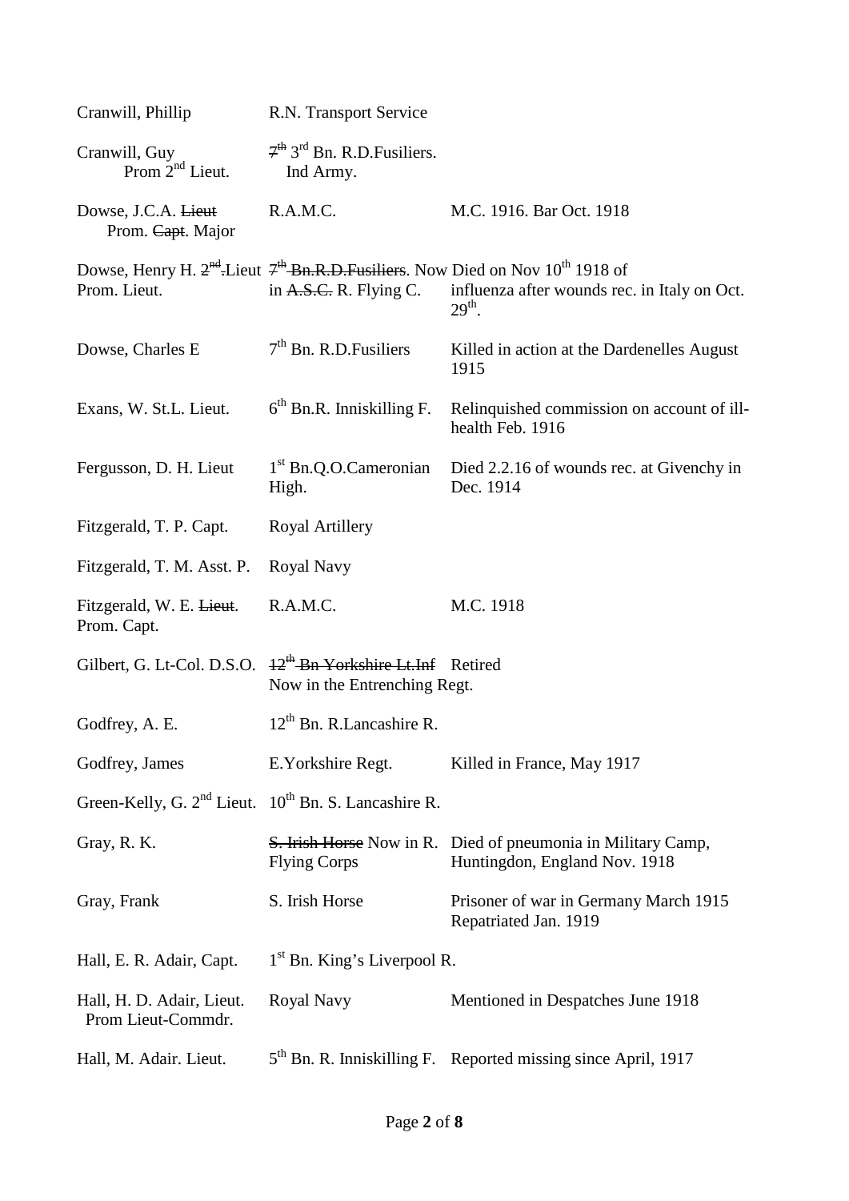| | | |
|---|---|---|
| Cranwill, Phillip | R.N. Transport Service | |
| Cranwill, Guy<br>Prom 2nd Lieut. | ~~7th~~ 3rd Bn. R.D.Fusiliers.<br>Ind Army. | |
| Dowse, J.C.A. ~~Lieut~~<br>Prom. ~~Capt~~. Major | R.A.M.C. | M.C. 1916. Bar Oct. 1918 |
| Dowse, Henry H. ~~2nd~~.Lieut<br>Prom. Lieut. | ~~7th Bn.R.D.Fusiliers~~. Now<br>in ~~A.S.C.~~ R. Flying C. | Died on Nov 10th 1918 of influenza after wounds rec. in Italy on Oct. 29th. |
| Dowse, Charles E | 7th Bn. R.D.Fusiliers | Killed in action at the Dardenelles August 1915 |
| Exans, W. St.L. Lieut. | 6th Bn.R. Inniskilling F. | Relinquished commission on account of ill-health Feb. 1916 |
| Fergusson, D. H. Lieut | 1st Bn.Q.O.Cameronian High. | Died 2.2.16 of wounds rec. at Givenchy in Dec. 1914 |
| Fitzgerald, T. P. Capt. | Royal Artillery | |
| Fitzgerald, T. M. Asst. P. | Royal Navy | |
| Fitzgerald, W. E. ~~Lieut~~.<br>Prom. Capt. | R.A.M.C. | M.C. 1918 |
| Gilbert, G. Lt-Col. D.S.O. | ~~12th Bn Yorkshire Lt.Inf~~<br>Now in the Entrenching Regt. | Retired |
| Godfrey, A. E. | 12th Bn. R.Lancashire R. | |
| Godfrey, James | E.Yorkshire Regt. | Killed in France, May 1917 |
| Green-Kelly, G. 2nd Lieut. | 10th Bn. S. Lancashire R. | |
| Gray, R. K. | ~~S. Irish Horse~~ Now in R. Flying Corps | Died of pneumonia in Military Camp, Huntingdon, England Nov. 1918 |
| Gray, Frank | S. Irish Horse | Prisoner of war in Germany March 1915 Repatriated Jan. 1919 |
| Hall, E. R. Adair, Capt. | 1st Bn. King's Liverpool R. | |
| Hall, H. D. Adair, Lieut.<br>Prom Lieut-Commdr. | Royal Navy | Mentioned in Despatches June 1918 |
| Hall, M. Adair. Lieut. | 5th Bn. R. Inniskilling F. | Reported missing since April, 1917 |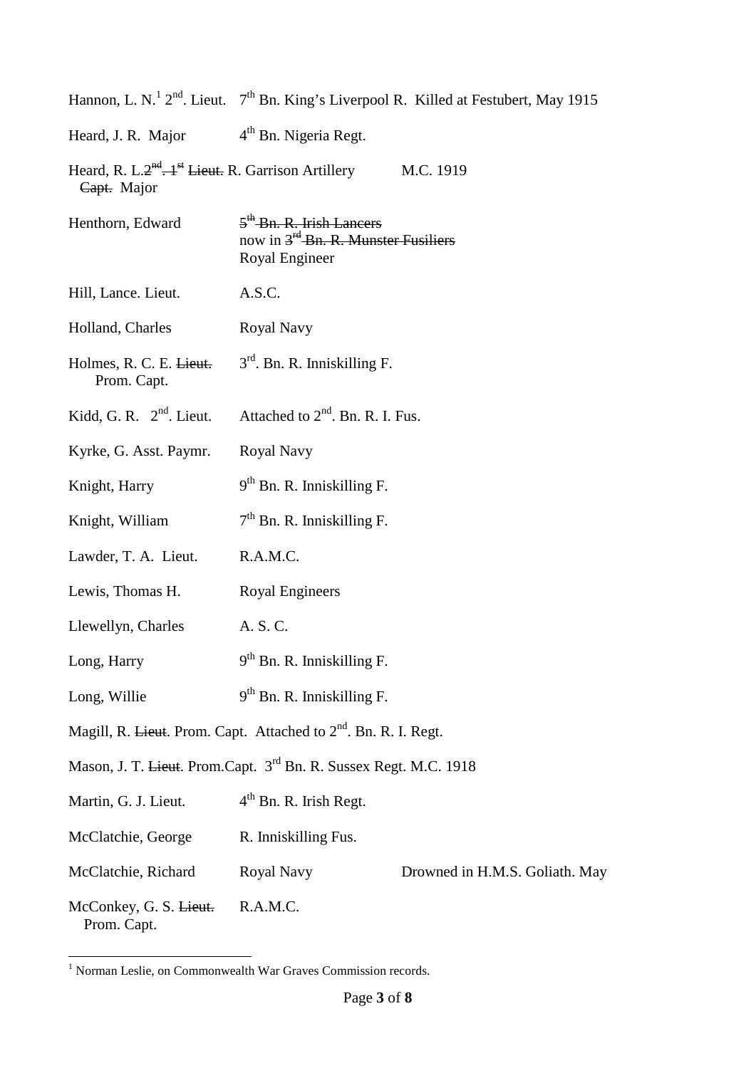| | | |
|---|---|---|
| Hannon, L. N.[1] 2nd. Lieut. | 7th Bn. King's Liverpool R. Killed at Festubert, May 1915 | |
| Heard, J. R. Major | 4th Bn. Nigeria Regt. | |
| Heard, R. L.~~2nd. 1st Lieut.~~ ~~Capt.~~ Major | R. Garrison Artillery | M.C. 1919 |
| Henthorn, Edward | ~~5th Bn. R. Irish Lancers~~ now in ~~3rd Bn. R. Munster Fusiliers~~ Royal Engineer | |
| Hill, Lance. Lieut. | A.S.C. | |
| Holland, Charles | Royal Navy | |
| Holmes, R. C. E. ~~Lieut.~~ Prom. Capt. | 3rd. Bn. R. Inniskilling F. | |
| Kidd, G. R. 2nd. Lieut. | Attached to 2nd. Bn. R. I. Fus. | |
| Kyrke, G. Asst. Paymr. | Royal Navy | |
| Knight, Harry | 9th Bn. R. Inniskilling F. | |
| Knight, William | 7th Bn. R. Inniskilling F. | |
| Lawder, T. A. Lieut. | R.A.M.C. | |
| Lewis, Thomas H. | Royal Engineers | |
| Llewellyn, Charles | A. S. C. | |
| Long, Harry | 9th Bn. R. Inniskilling F. | |
| Long, Willie | 9th Bn. R. Inniskilling F. | |
| Magill, R. ~~Lieut~~. Prom. Capt. | Attached to 2nd. Bn. R. I. Regt. | |
| Mason, J. T. ~~Lieut~~. Prom.Capt. | 3rd Bn. R. Sussex Regt. M.C. 1918 | |
| Martin, G. J. Lieut. | 4th Bn. R. Irish Regt. | |
| McClatchie, George | R. Inniskilling Fus. | |
| McClatchie, Richard | Royal Navy | Drowned in H.M.S. Goliath. May |
| McConkey, G. S. ~~Lieut.~~ Prom. Capt. | R.A.M.C. | |

[1] Norman Leslie, on Commonwealth War Graves Commission records.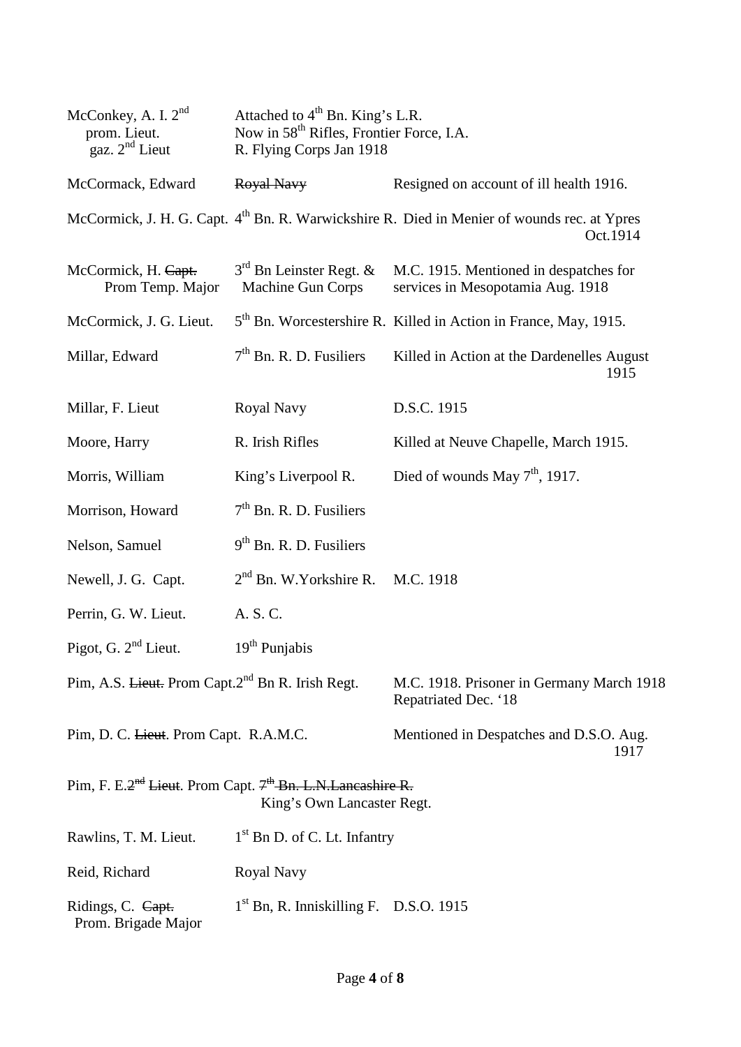| | | |
|---|---|---|
| McConkey, A. I. 2nd prom. Lieut. gaz. 2nd Lieut | Attached to 4th Bn. King's L.R. Now in 58th Rifles, Frontier Force, I.A. R. Flying Corps Jan 1918 | |
| McCormack, Edward | ~~Royal Navy~~ | Resigned on account of ill health 1916. |
| McCormick, J. H. G. Capt. | 4th Bn. R. Warwickshire R. | Died in Menier of wounds rec. at Ypres Oct.1914 |
| McCormick, H. ~~Capt.~~ Prom Temp. Major | 3rd Bn Leinster Regt. & Machine Gun Corps | M.C. 1915. Mentioned in despatches for services in Mesopotamia Aug. 1918 |
| McCormick, J. G. Lieut. | 5th Bn. Worcestershire R. | Killed in Action in France, May, 1915. |
| Millar, Edward | 7th Bn. R. D. Fusiliers | Killed in Action at the Dardenelles August 1915 |
| Millar, F. Lieut | Royal Navy | D.S.C. 1915 |
| Moore, Harry | R. Irish Rifles | Killed at Neuve Chapelle, March 1915. |
| Morris, William | King's Liverpool R. | Died of wounds May 7th, 1917. |
| Morrison, Howard | 7th Bn. R. D. Fusiliers | |
| Nelson, Samuel | 9th Bn. R. D. Fusiliers | |
| Newell, J. G. Capt. | 2nd Bn. W.Yorkshire R. | M.C. 1918 |
| Perrin, G. W. Lieut. | A. S. C. | |
| Pigot, G. 2nd Lieut. | 19th Punjabis | |
| Pim, A.S. ~~Lieut.~~ Prom Capt. | 2nd Bn R. Irish Regt. | M.C. 1918. Prisoner in Germany March 1918 Repatriated Dec. '18 |
| Pim, D. C. ~~Lieut~~. Prom Capt. | R.A.M.C. | Mentioned in Despatches and D.S.O. Aug. 1917 |
| Pim, F. E.~~2nd Lieut~~. Prom Capt. | ~~7th Bn. L.N.Lancashire R.~~ King's Own Lancaster Regt. | |
| Rawlins, T. M. Lieut. | 1st Bn D. of C. Lt. Infantry | |
| Reid, Richard | Royal Navy | |
| Ridings, C. ~~Capt.~~ Prom. Brigade Major | 1st Bn, R. Inniskilling F. | D.S.O. 1915 |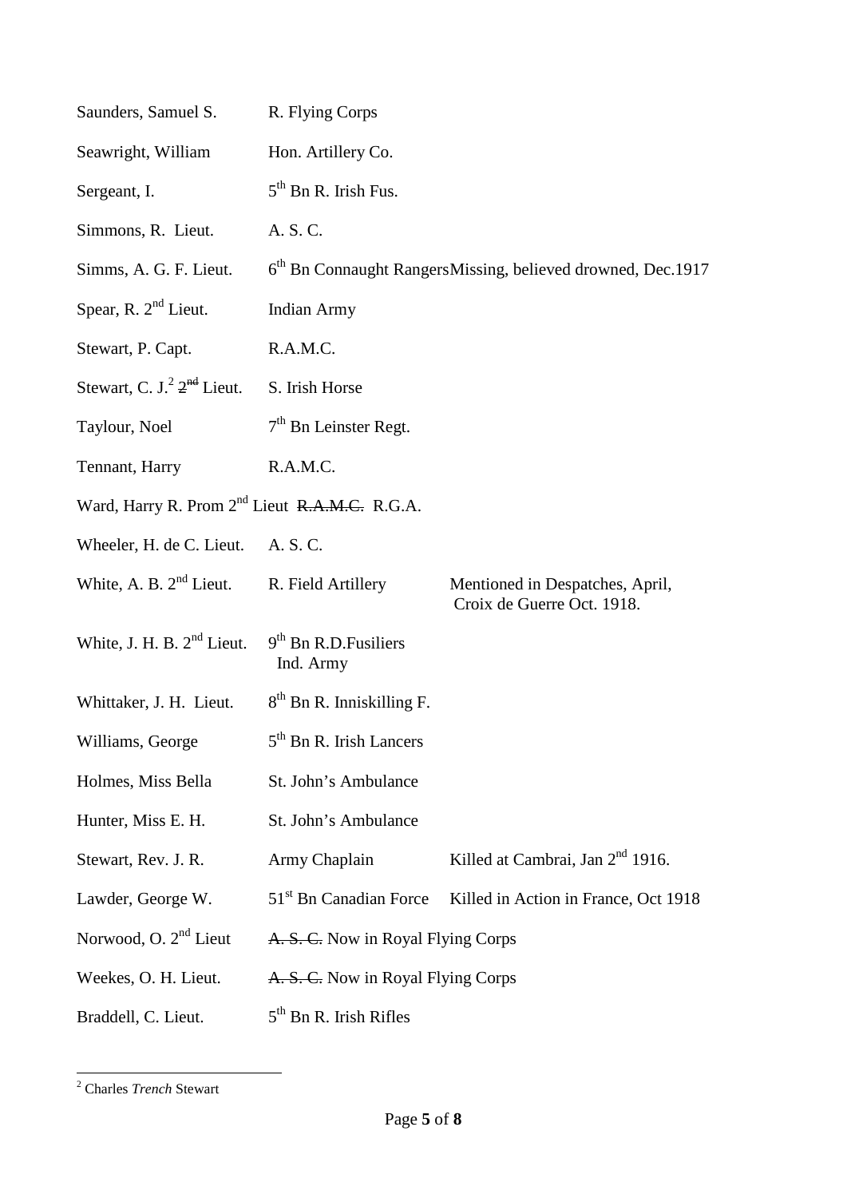| | | |
|---|---|---|
| Saunders, Samuel S. | R. Flying Corps | |
| Seawright, William | Hon. Artillery Co. | |
| Sergeant, I. | 5th Bn R. Irish Fus. | |
| Simmons, R. Lieut. | A. S. C. | |
| Simms, A. G. F. Lieut. | 6th Bn Connaught Rangers | Missing, believed drowned, Dec.1917 |
| Spear, R. 2nd Lieut. | Indian Army | |
| Stewart, P. Capt. | R.A.M.C. | |
| Stewart, C. J.[2] ~~2nd~~ Lieut. | S. Irish Horse | |
| Taylour, Noel | 7th Bn Leinster Regt. | |
| Tennant, Harry | R.A.M.C. | |
| Ward, Harry R. Prom 2nd Lieut | ~~R.A.M.C.~~ R.G.A. | |
| Wheeler, H. de C. Lieut. | A. S. C. | |
| White, A. B. 2nd Lieut. | R. Field Artillery | Mentioned in Despatches, April, Croix de Guerre Oct. 1918. |
| White, J. H. B. 2nd Lieut. | 9th Bn R.D.Fusiliers Ind. Army | |
| Whittaker, J. H. Lieut. | 8th Bn R. Inniskilling F. | |
| Williams, George | 5th Bn R. Irish Lancers | |
| Holmes, Miss Bella | St. John's Ambulance | |
| Hunter, Miss E. H. | St. John's Ambulance | |
| Stewart, Rev. J. R. | Army Chaplain | Killed at Cambrai, Jan 2nd 1916. |
| Lawder, George W. | 51st Bn Canadian Force | Killed in Action in France, Oct 1918 |
| Norwood, O. 2nd Lieut | ~~A. S. C.~~ Now in Royal Flying Corps | |
| Weekes, O. H. Lieut. | ~~A. S. C.~~ Now in Royal Flying Corps | |
| Braddell, C. Lieut. | 5th Bn R. Irish Rifles | |

[2] Charles *Trench* Stewart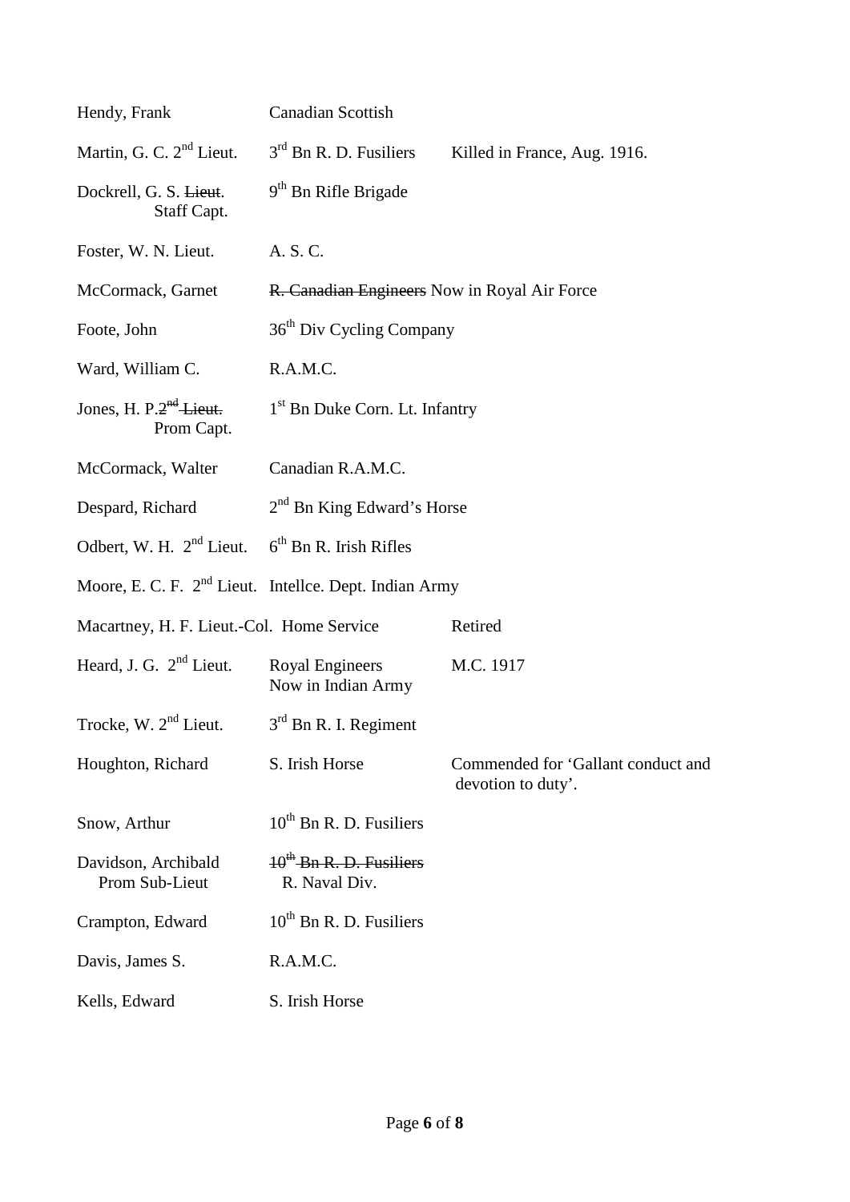| | | |
|---|---|---|
| Hendy, Frank | Canadian Scottish | |
| Martin, G. C. 2nd Lieut. | 3rd Bn R. D. Fusiliers | Killed in France, Aug. 1916. |
| Dockrell, G. S. ~~Lieut~~. Staff Capt. | 9th Bn Rifle Brigade | |
| Foster, W. N. Lieut. | A. S. C. | |
| McCormack, Garnet | ~~R. Canadian Engineers~~ Now in Royal Air Force | |
| Foote, John | 36th Div Cycling Company | |
| Ward, William C. | R.A.M.C. | |
| Jones, H. P.~~2nd Lieut.~~ Prom Capt. | 1st Bn Duke Corn. Lt. Infantry | |
| McCormack, Walter | Canadian R.A.M.C. | |
| Despard, Richard | 2nd Bn King Edward's Horse | |
| Odbert, W. H. 2nd Lieut. | 6th Bn R. Irish Rifles | |
| Moore, E. C. F. 2nd Lieut. | Intellce. Dept. Indian Army | |
| Macartney, H. F. Lieut.-Col. | Home Service | Retired |
| Heard, J. G. 2nd Lieut. | Royal Engineers Now in Indian Army | M.C. 1917 |
| Trocke, W. 2nd Lieut. | 3rd Bn R. I. Regiment | |
| Houghton, Richard | S. Irish Horse | Commended for 'Gallant conduct and devotion to duty'. |
| Snow, Arthur | 10th Bn R. D. Fusiliers | |
| Davidson, Archibald Prom Sub-Lieut | ~~10th Bn R. D. Fusiliers~~ R. Naval Div. | |
| Crampton, Edward | 10th Bn R. D. Fusiliers | |
| Davis, James S. | R.A.M.C. | |
| Kells, Edward | S. Irish Horse | |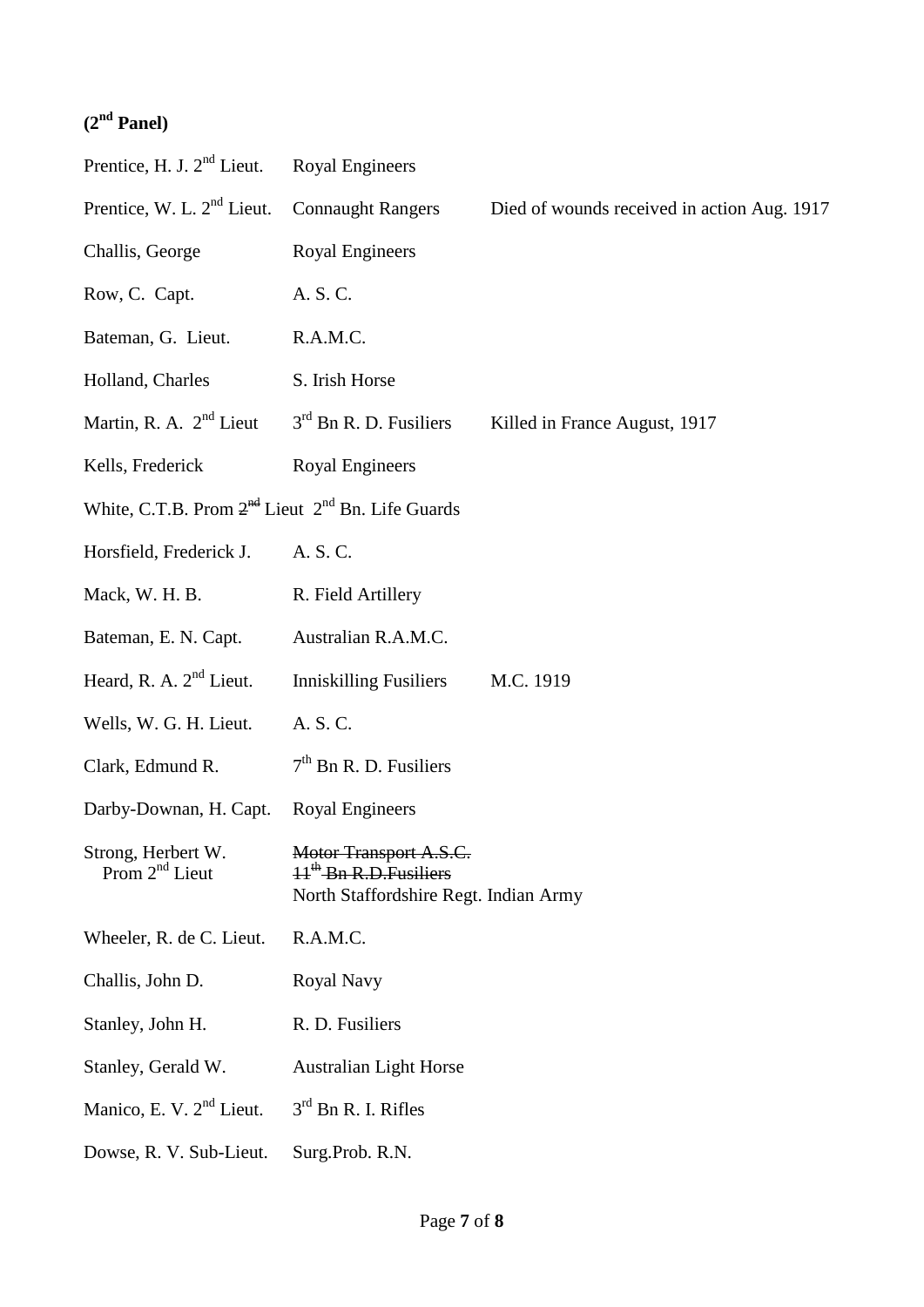**(2nd Panel)**

| | | |
|---|---|---|
| Prentice, H. J. 2nd Lieut. | Royal Engineers | |
| Prentice, W. L. 2nd Lieut. | Connaught Rangers | Died of wounds received in action Aug. 1917 |
| Challis, George | Royal Engineers | |
| Row, C. Capt. | A. S. C. | |
| Bateman, G. Lieut. | R.A.M.C. | |
| Holland, Charles | S. Irish Horse | |
| Martin, R. A. 2nd Lieut | 3rd Bn R. D. Fusiliers | Killed in France August, 1917 |
| Kells, Frederick | Royal Engineers | |
| White, C.T.B. Prom ~~2nd~~ Lieut 2nd Bn. Life Guards | | |
| Horsfield, Frederick J. | A. S. C. | |
| Mack, W. H. B. | R. Field Artillery | |
| Bateman, E. N. Capt. | Australian R.A.M.C. | |
| Heard, R. A. 2nd Lieut. | Inniskilling Fusiliers | M.C. 1919 |
| Wells, W. G. H. Lieut. | A. S. C. | |
| Clark, Edmund R. | 7th Bn R. D. Fusiliers | |
| Darby-Downan, H. Capt. | Royal Engineers | |
| Strong, Herbert W. Prom 2nd Lieut | ~~Motor Transport A.S.C.~~ ~~11th Bn R.D.Fusiliers~~ North Staffordshire Regt. Indian Army | |
| Wheeler, R. de C. Lieut. | R.A.M.C. | |
| Challis, John D. | Royal Navy | |
| Stanley, John H. | R. D. Fusiliers | |
| Stanley, Gerald W. | Australian Light Horse | |
| Manico, E. V. 2nd Lieut. | 3rd Bn R. I. Rifles | |
| Dowse, R. V. Sub-Lieut. | Surg.Prob. R.N. | |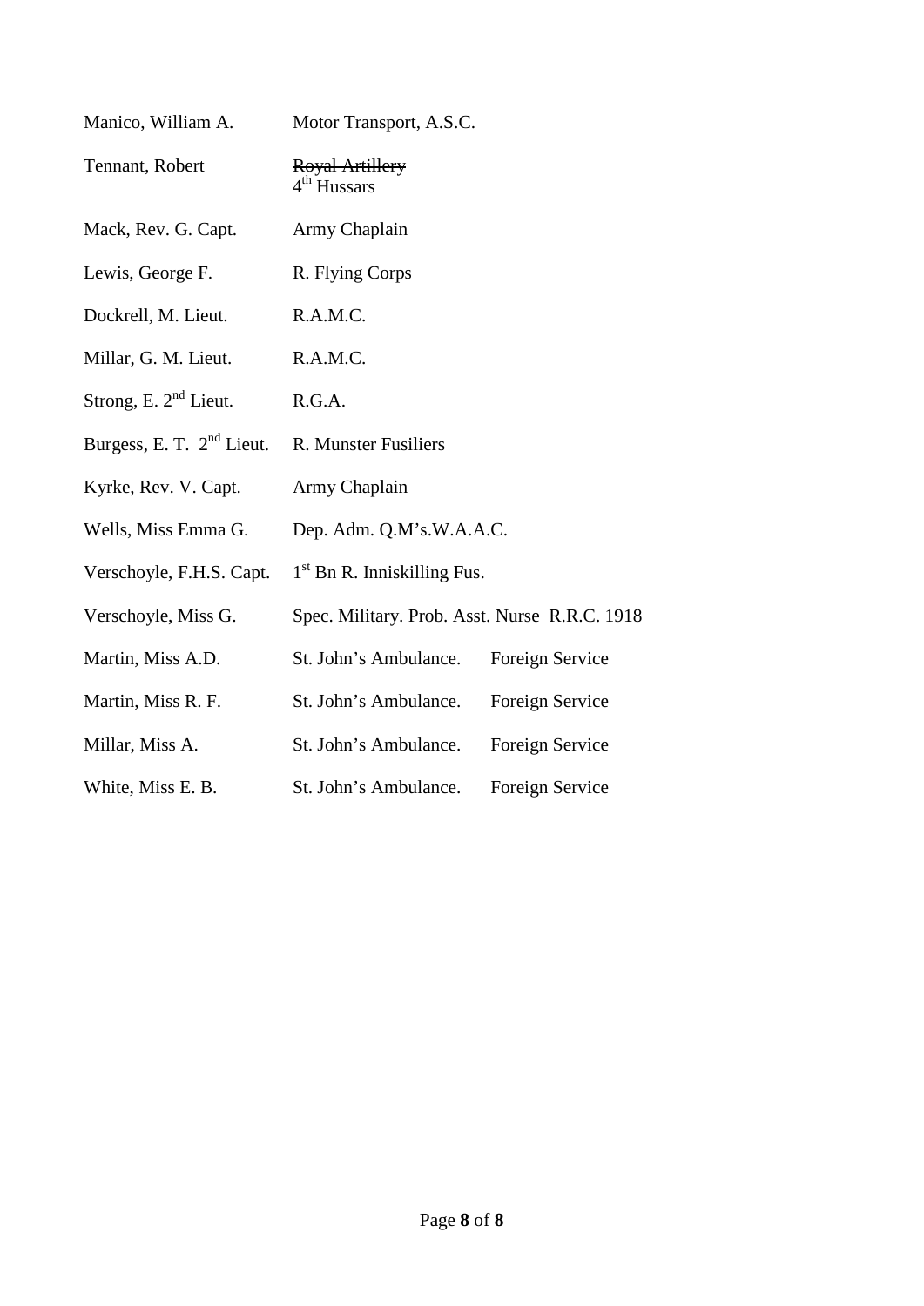| | | |
|---|---|---|
| Manico, William A. | Motor Transport, A.S.C. | |
| Tennant, Robert | ~~Royal Artillery~~ 4th Hussars | |
| Mack, Rev. G. Capt. | Army Chaplain | |
| Lewis, George F. | R. Flying Corps | |
| Dockrell, M. Lieut. | R.A.M.C. | |
| Millar, G. M. Lieut. | R.A.M.C. | |
| Strong, E. 2nd Lieut. | R.G.A. | |
| Burgess, E. T. 2nd Lieut. | R. Munster Fusiliers | |
| Kyrke, Rev. V. Capt. | Army Chaplain | |
| Wells, Miss Emma G. | Dep. Adm. Q.M's.W.A.A.C. | |
| Verschoyle, F.H.S. Capt. | 1st Bn R. Inniskilling Fus. | |
| Verschoyle, Miss G. | Spec. Military. Prob. Asst. Nurse R.R.C. 1918 | |
| Martin, Miss A.D. | St. John's Ambulance. | Foreign Service |
| Martin, Miss R. F. | St. John's Ambulance. | Foreign Service |
| Millar, Miss A. | St. John's Ambulance. | Foreign Service |
| White, Miss E. B. | St. John's Ambulance. | Foreign Service |